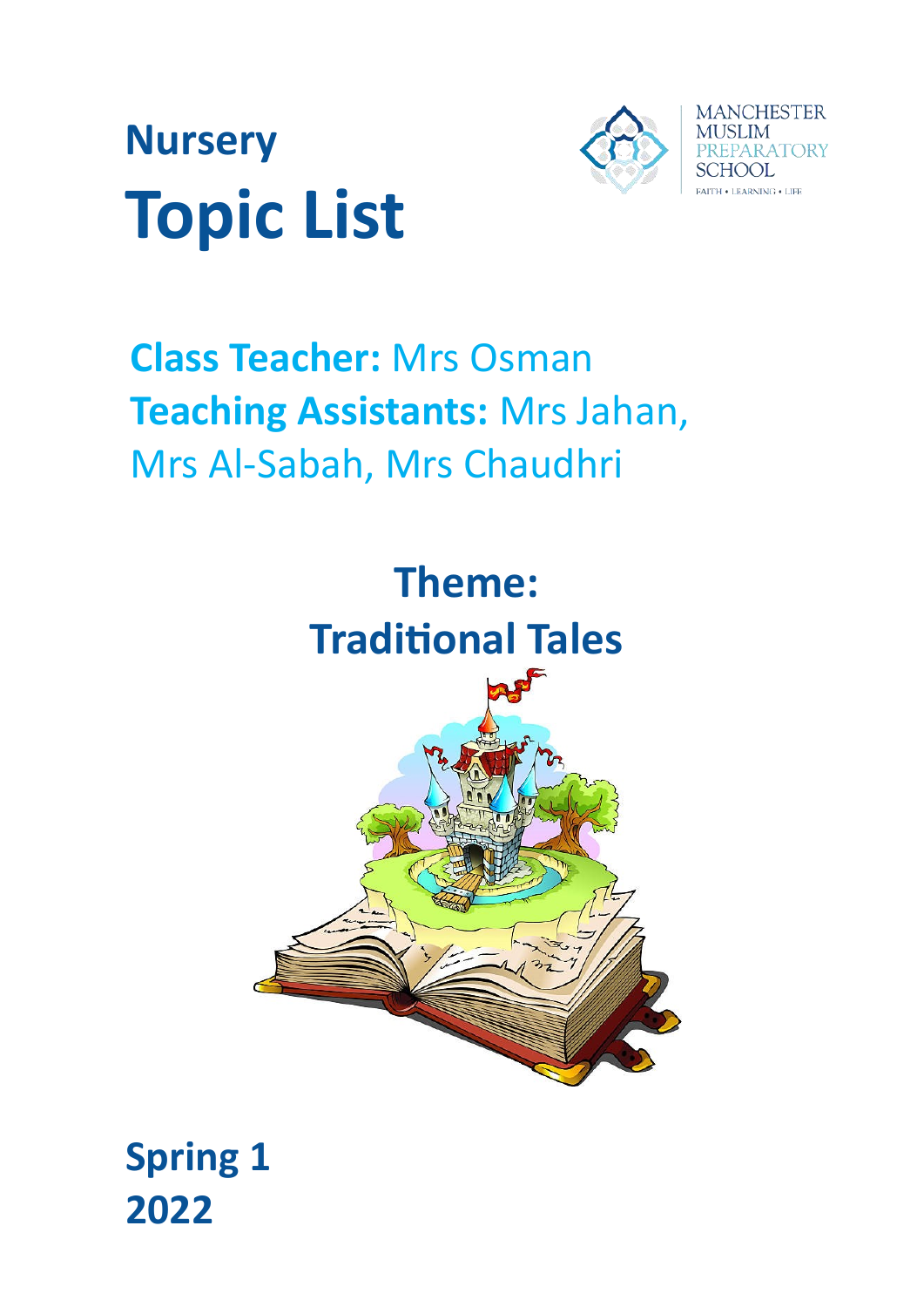# Nursery
# Topic List

MANCHESTER MUSLIM PREPARATORY SCHOOL

FAITH • LEARNING • LIFE

**Class Teacher:** Mrs Osman

**Teaching Assistants:** Mrs Jahan, Mrs Al-Sabah, Mrs Chaudhri

## Theme: Traditional Tales

**Spring 1**
**2022**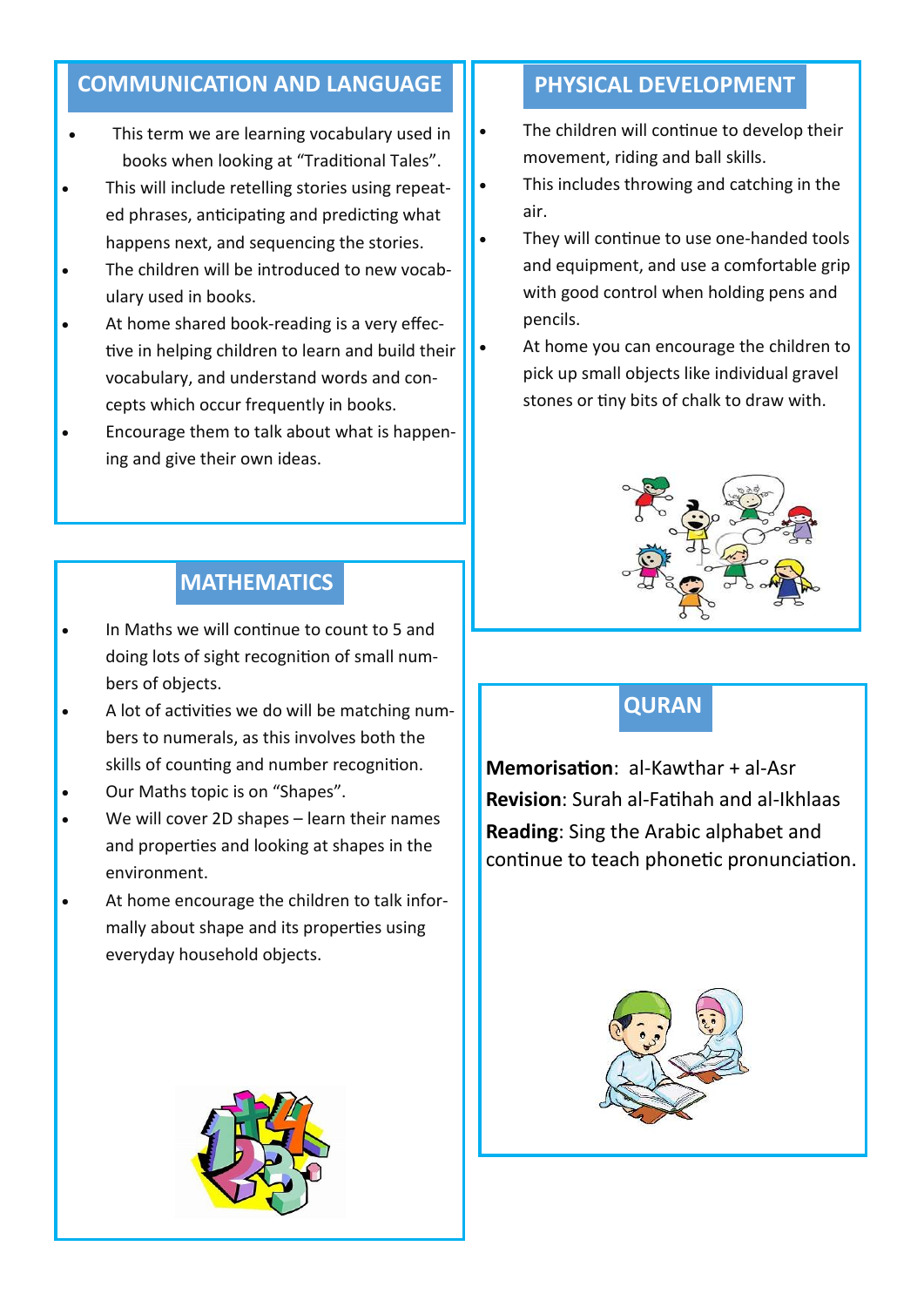## COMMUNICATION AND LANGUAGE

- This term we are learning vocabulary used in books when looking at "Traditional Tales".
- This will include retelling stories using repeated phrases, anticipating and predicting what happens next, and sequencing the stories.
- The children will be introduced to new vocabulary used in books.
- At home shared book-reading is a very effective in helping children to learn and build their vocabulary, and understand words and concepts which occur frequently in books.
- Encourage them to talk about what is happening and give their own ideas.

## MATHEMATICS

- In Maths we will continue to count to 5 and doing lots of sight recognition of small numbers of objects.
- A lot of activities we do will be matching numbers to numerals, as this involves both the skills of counting and number recognition.
- Our Maths topic is on "Shapes".
- We will cover 2D shapes – learn their names and properties and looking at shapes in the environment.
- At home encourage the children to talk informally about shape and its properties using everyday household objects.

## PHYSICAL DEVELOPMENT

- The children will continue to develop their movement, riding and ball skills.
- This includes throwing and catching in the air.
- They will continue to use one-handed tools and equipment, and use a comfortable grip with good control when holding pens and pencils.
- At home you can encourage the children to pick up small objects like individual gravel stones or tiny bits of chalk to draw with.

## QURAN

**Memorisation**: al-Kawthar + al-Asr

**Revision**: Surah al-Fatihah and al-Ikhlaas

**Reading**: Sing the Arabic alphabet and continue to teach phonetic pronunciation.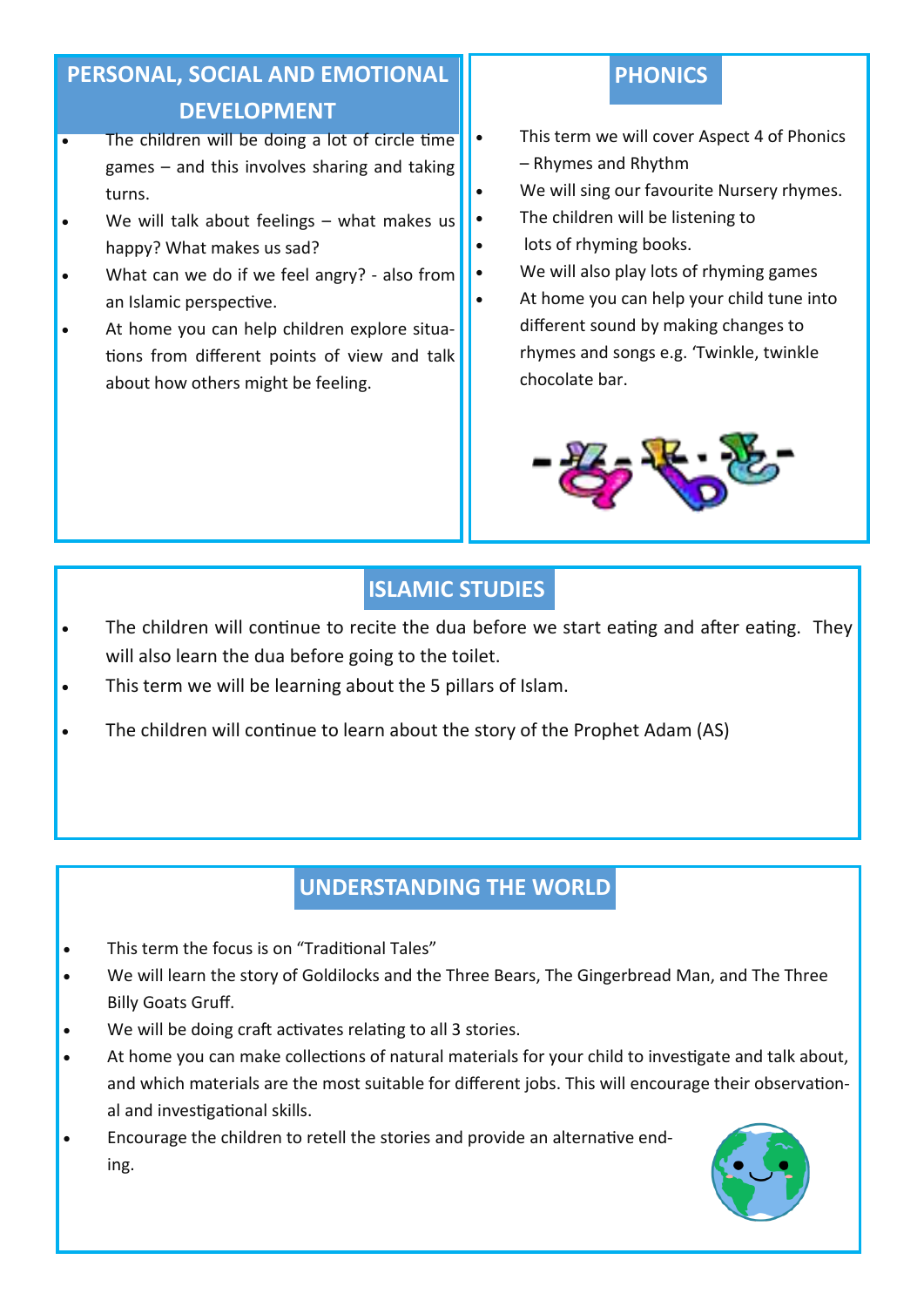## PERSONAL, SOCIAL AND EMOTIONAL DEVELOPMENT

- The children will be doing a lot of circle time games – and this involves sharing and taking turns.
- We will talk about feelings – what makes us happy? What makes us sad?
- What can we do if we feel angry? - also from an Islamic perspective.
- At home you can help children explore situations from different points of view and talk about how others might be feeling.

## PHONICS

- This term we will cover Aspect 4 of Phonics – Rhymes and Rhythm
- We will sing our favourite Nursery rhymes.
- The children will be listening to
- lots of rhyming books.
- We will also play lots of rhyming games
- At home you can help your child tune into different sound by making changes to rhymes and songs e.g. 'Twinkle, twinkle chocolate bar.

## ISLAMIC STUDIES

- The children will continue to recite the dua before we start eating and after eating. They will also learn the dua before going to the toilet.
- This term we will be learning about the 5 pillars of Islam.
- The children will continue to learn about the story of the Prophet Adam (AS)

## UNDERSTANDING THE WORLD

- This term the focus is on "Traditional Tales"
- We will learn the story of Goldilocks and the Three Bears, The Gingerbread Man, and The Three Billy Goats Gruff.
- We will be doing craft activates relating to all 3 stories.
- At home you can make collections of natural materials for your child to investigate and talk about, and which materials are the most suitable for different jobs. This will encourage their observational and investigational skills.
- Encourage the children to retell the stories and provide an alternative ending.